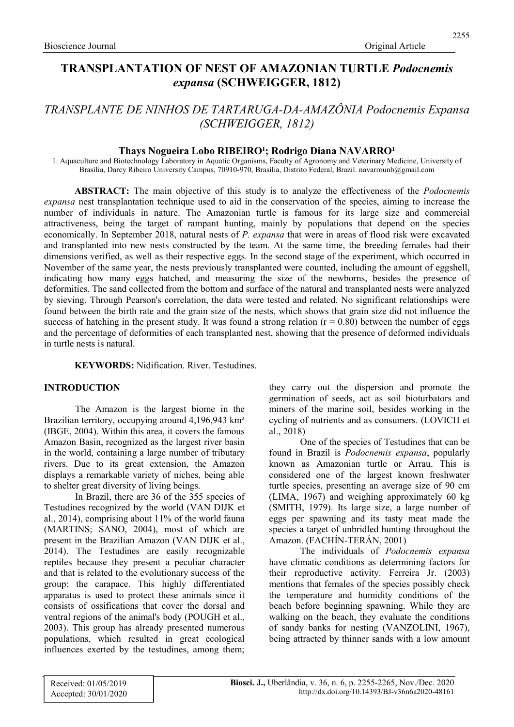Bioscience Journal Original Article

# TRANSPLANTATION OF NEST OF AMAZONIAN TURTLE *Podocnemis expansa* (SCHWEIGGER, 1812)

## *TRANSPLANTE DE NINHOS DE TARTARUGA-DA-AMAZÔNIA Podocnemis Expansa (SCHWEIGGER, 1812)*

**Thays Nogueira Lobo RIBEIRO[1]; Rodrigo Diana NAVARRO[1]**

1. Aquaculture and Biotechnology Laboratory in Aquatic Organisms, Faculty of Agronomy and Veterinary Medicine, University of Brasília, Darcy Ribeiro University Campus, 70910-970, Brasília, Distrito Federal, Brazil. navarrounb@gmail.com

**ABSTRACT:** The main objective of this study is to analyze the effectiveness of the *Podocnemis expansa* nest transplantation technique used to aid in the conservation of the species, aiming to increase the number of individuals in nature. The Amazonian turtle is famous for its large size and commercial attractiveness, being the target of rampant hunting, mainly by populations that depend on the species economically. In September 2018, natural nests of *P. expansa* that were in areas of flood risk were excavated and transplanted into new nests constructed by the team. At the same time, the breeding females had their dimensions verified, as well as their respective eggs. In the second stage of the experiment, which occurred in November of the same year, the nests previously transplanted were counted, including the amount of eggshell, indicating how many eggs hatched, and measuring the size of the newborns, besides the presence of deformities. The sand collected from the bottom and surface of the natural and transplanted nests were analyzed by sieving. Through Pearson's correlation, the data were tested and related. No significant relationships were found between the birth rate and the grain size of the nests, which shows that grain size did not influence the success of hatching in the present study. It was found a strong relation ($r = 0.80$) between the number of eggs and the percentage of deformities of each transplanted nest, showing that the presence of deformed individuals in turtle nests is natural.

**KEYWORDS:** Nidification. River. Testudines.

## INTRODUCTION

The Amazon is the largest biome in the Brazilian territory, occupying around 4,196,943 km² (IBGE, 2004). Within this area, it covers the famous Amazon Basin, recognized as the largest river basin in the world, containing a large number of tributary rivers. Due to its great extension, the Amazon displays a remarkable variety of niches, being able to shelter great diversity of living beings.

In Brazil, there are 36 of the 355 species of Testudines recognized by the world (VAN DIJK et al., 2014), comprising about 11% of the world fauna (MARTINS; SANO, 2004), most of which are present in the Brazilian Amazon (VAN DIJK et al., 2014). The Testudines are easily recognizable reptiles because they present a peculiar character and that is related to the evolutionary success of the group: the carapace. This highly differentiated apparatus is used to protect these animals since it consists of ossifications that cover the dorsal and ventral regions of the animal's body (POUGH et al., 2003). This group has already presented numerous populations, which resulted in great ecological influences exerted by the testudines, among them; they carry out the dispersion and promote the germination of seeds, act as soil bioturbators and miners of the marine soil, besides working in the cycling of nutrients and as consumers. (LOVICH et al., 2018)

One of the species of Testudines that can be found in Brazil is *Podocnemis expansa*, popularly known as Amazonian turtle or Arrau. This is considered one of the largest known freshwater turtle species, presenting an average size of 90 cm (LIMA, 1967) and weighing approximately 60 kg (SMITH, 1979). Its large size, a large number of eggs per spawning and its tasty meat made the species a target of unbridled hunting throughout the Amazon. (FACHÍN-TERÁN, 2001)

The individuals of *Podocnemis expansa* have climatic conditions as determining factors for their reproductive activity. Ferreira Jr. (2003) mentions that females of the species possibly check the temperature and humidity conditions of the beach before beginning spawning. While they are walking on the beach, they evaluate the conditions of sandy banks for nesting (VANZOLINI, 1967), being attracted by thinner sands with a low amount

Received: 01/05/2019
Accepted: 30/01/2020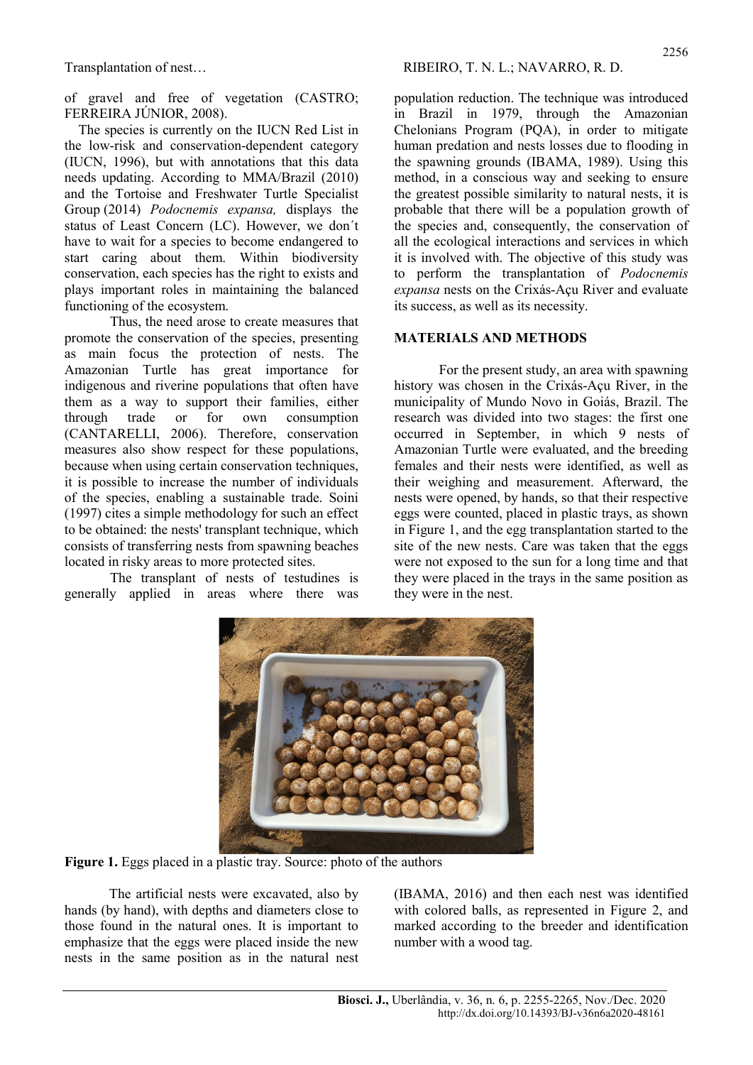of gravel and free of vegetation (CASTRO; FERREIRA JÚNIOR, 2008).

The species is currently on the IUCN Red List in the low-risk and conservation-dependent category (IUCN, 1996), but with annotations that this data needs updating. According to MMA/Brazil (2010) and the Tortoise and Freshwater Turtle Specialist Group (2014) *Podocnemis expansa,* displays the status of Least Concern (LC). However, we don´t have to wait for a species to become endangered to start caring about them. Within biodiversity conservation, each species has the right to exists and plays important roles in maintaining the balanced functioning of the ecosystem.

Thus, the need arose to create measures that promote the conservation of the species, presenting as main focus the protection of nests. The Amazonian Turtle has great importance for indigenous and riverine populations that often have them as a way to support their families, either through trade or for own consumption (CANTARELLI, 2006). Therefore, conservation measures also show respect for these populations, because when using certain conservation techniques, it is possible to increase the number of individuals of the species, enabling a sustainable trade. Soini (1997) cites a simple methodology for such an effect to be obtained: the nests' transplant technique, which consists of transferring nests from spawning beaches located in risky areas to more protected sites.

The transplant of nests of testudines is generally applied in areas where there was population reduction. The technique was introduced in Brazil in 1979, through the Amazonian Chelonians Program (PQA), in order to mitigate human predation and nests losses due to flooding in the spawning grounds (IBAMA, 1989). Using this method, in a conscious way and seeking to ensure the greatest possible similarity to natural nests, it is probable that there will be a population growth of the species and, consequently, the conservation of all the ecological interactions and services in which it is involved with. The objective of this study was to perform the transplantation of *Podocnemis expansa* nests on the Crixás-Açu River and evaluate its success, as well as its necessity.

## MATERIALS AND METHODS

For the present study, an area with spawning history was chosen in the Crixás-Açu River, in the municipality of Mundo Novo in Goiás, Brazil. The research was divided into two stages: the first one occurred in September, in which 9 nests of Amazonian Turtle were evaluated, and the breeding females and their nests were identified, as well as their weighing and measurement. Afterward, the nests were opened, by hands, so that their respective eggs were counted, placed in plastic trays, as shown in Figure 1, and the egg transplantation started to the site of the new nests. Care was taken that the eggs were not exposed to the sun for a long time and that they were placed in the trays in the same position as they were in the nest.

**Figure 1.** Eggs placed in a plastic tray. Source: photo of the authors

The artificial nests were excavated, also by hands (by hand), with depths and diameters close to those found in the natural ones. It is important to emphasize that the eggs were placed inside the new nests in the same position as in the natural nest (IBAMA, 2016) and then each nest was identified with colored balls, as represented in Figure 2, and marked according to the breeder and identification number with a wood tag.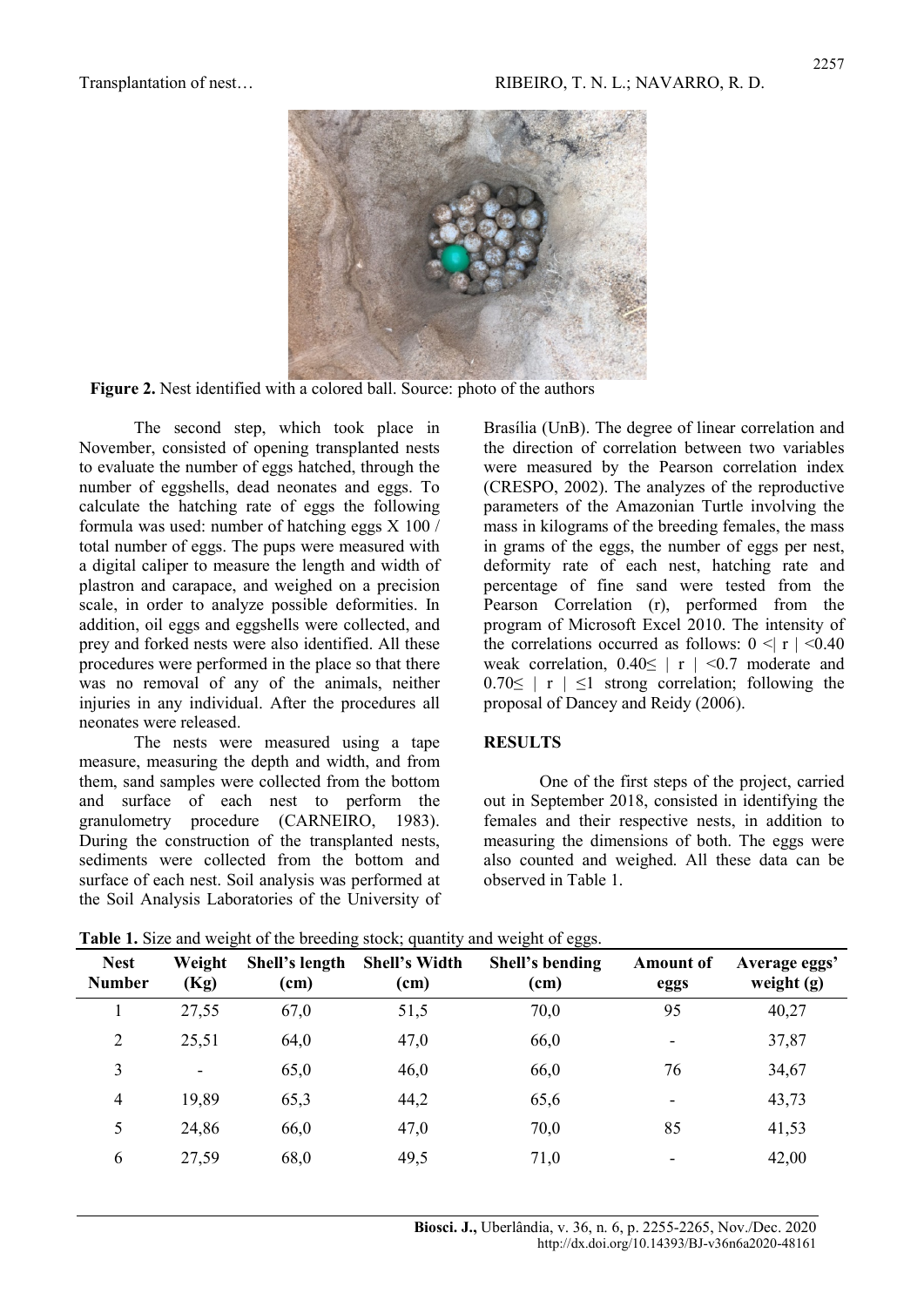**Figure 2.** Nest identified with a colored ball. Source: photo of the authors

The second step, which took place in November, consisted of opening transplanted nests to evaluate the number of eggs hatched, through the number of eggshells, dead neonates and eggs. To calculate the hatching rate of eggs the following formula was used: number of hatching eggs X 100 / total number of eggs. The pups were measured with a digital caliper to measure the length and width of plastron and carapace, and weighed on a precision scale, in order to analyze possible deformities. In addition, oil eggs and eggshells were collected, and prey and forked nests were also identified. All these procedures were performed in the place so that there was no removal of any of the animals, neither injuries in any individual. After the procedures all neonates were released.

The nests were measured using a tape measure, measuring the depth and width, and from them, sand samples were collected from the bottom and surface of each nest to perform the granulometry procedure (CARNEIRO, 1983). During the construction of the transplanted nests, sediments were collected from the bottom and surface of each nest. Soil analysis was performed at the Soil Analysis Laboratories of the University of Brasília (UnB). The degree of linear correlation and the direction of correlation between two variables were measured by the Pearson correlation index (CRESPO, 2002). The analyzes of the reproductive parameters of the Amazonian Turtle involving the mass in kilograms of the breeding females, the mass in grams of the eggs, the number of eggs per nest, deformity rate of each nest, hatching rate and percentage of fine sand were tested from the Pearson Correlation (r), performed from the program of Microsoft Excel 2010. The intensity of the correlations occurred as follows: $0 <| r | <0.40$ weak correlation, $0.40\leq | r | <0.7$ moderate and $0.70\leq | r | \leq 1$ strong correlation; following the proposal of Dancey and Reidy (2006).

## RESULTS

One of the first steps of the project, carried out in September 2018, consisted in identifying the females and their respective nests, in addition to measuring the dimensions of both. The eggs were also counted and weighed. All these data can be observed in Table 1.

**Table 1.** Size and weight of the breeding stock; quantity and weight of eggs.

| Nest Number | Weight (Kg) | Shell's length (cm) | Shell's Width (cm) | Shell's bending (cm) | Amount of eggs | Average eggs' weight (g) |
|---|---|---|---|---|---|---|
| 1 | 27,55 | 67,0 | 51,5 | 70,0 | 95 | 40,27 |
| 2 | 25,51 | 64,0 | 47,0 | 66,0 | - | 37,87 |
| 3 | - | 65,0 | 46,0 | 66,0 | 76 | 34,67 |
| 4 | 19,89 | 65,3 | 44,2 | 65,6 | - | 43,73 |
| 5 | 24,86 | 66,0 | 47,0 | 70,0 | 85 | 41,53 |
| 6 | 27,59 | 68,0 | 49,5 | 71,0 | - | 42,00 |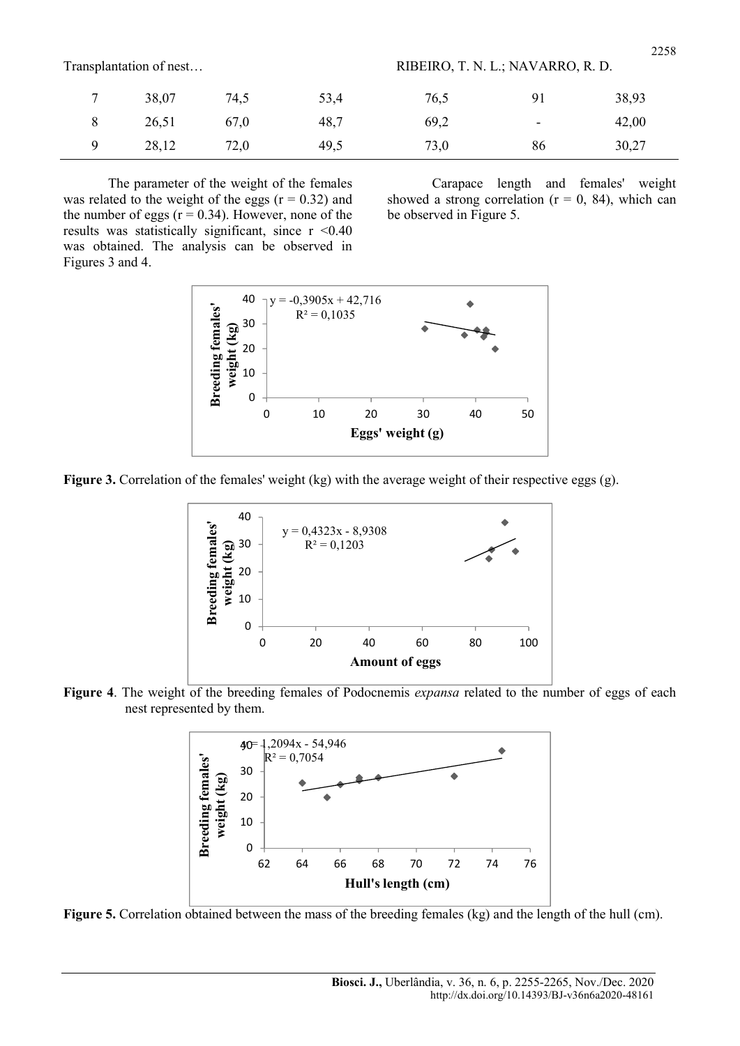| 7 | 38,07 | 74,5 | 53,4 | 76,5 | 91 | 38,93 |
|---|---|---|---|---|---|---|
| 8 | 26,51 | 67,0 | 48,7 | 69,2 | - | 42,00 |
| 9 | 28,12 | 72,0 | 49,5 | 73,0 | 86 | 30,27 |

The parameter of the weight of the females was related to the weight of the eggs ($r = 0.32$) and the number of eggs ($r = 0.34$). However, none of the results was statistically significant, since $r < 0.40$ was obtained. The analysis can be observed in Figures 3 and 4.

Carapace length and females' weight showed a strong correlation ($r = 0, 84$), which can be observed in Figure 5.

**Figure 3.** Correlation of the females' weight (kg) with the average weight of their respective eggs (g).

**Figure 4**. The weight of the breeding females of Podocnemis *expansa* related to the number of eggs of each nest represented by them.

**Figure 5.** Correlation obtained between the mass of the breeding females (kg) and the length of the hull (cm).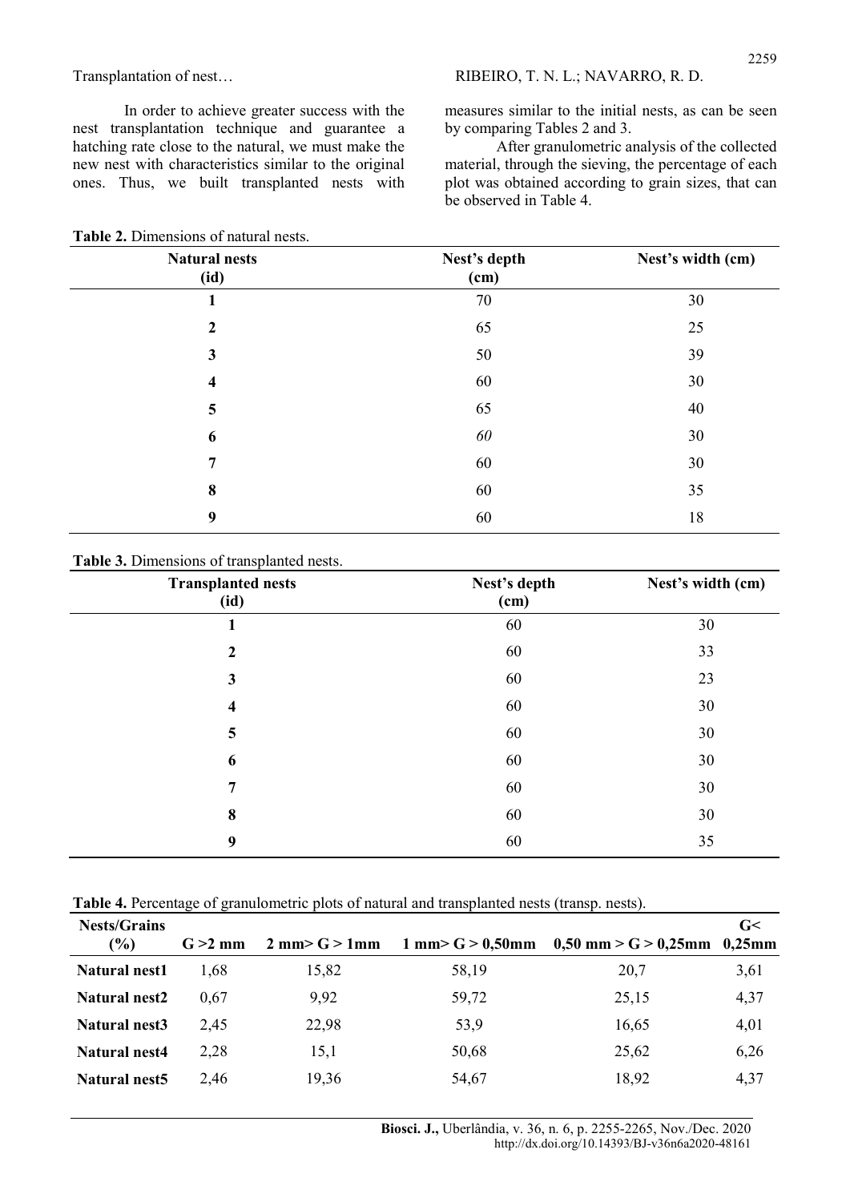In order to achieve greater success with the nest transplantation technique and guarantee a hatching rate close to the natural, we must make the new nest with characteristics similar to the original ones. Thus, we built transplanted nests with measures similar to the initial nests, as can be seen by comparing Tables 2 and 3.

After granulometric analysis of the collected material, through the sieving, the percentage of each plot was obtained according to grain sizes, that can be observed in Table 4.

**Table 2.** Dimensions of natural nests.

| Natural nests (id) | Nest's depth (cm) | Nest's width (cm) |
|---|---|---|
| 1 | 70 | 30 |
| 2 | 65 | 25 |
| 3 | 50 | 39 |
| 4 | 60 | 30 |
| 5 | 65 | 40 |
| 6 | *60* | 30 |
| 7 | 60 | 30 |
| 8 | 60 | 35 |
| 9 | 60 | 18 |

**Table 3.** Dimensions of transplanted nests.

| Transplanted nests (id) | Nest's depth (cm) | Nest's width (cm) |
|---|---|---|
| 1 | 60 | 30 |
| 2 | 60 | 33 |
| 3 | 60 | 23 |
| 4 | 60 | 30 |
| 5 | 60 | 30 |
| 6 | 60 | 30 |
| 7 | 60 | 30 |
| 8 | 60 | 30 |
| 9 | 60 | 35 |

**Table 4.** Percentage of granulometric plots of natural and transplanted nests (transp. nests).

| Nests/Grains (%) | G >2 mm | 2 mm> G > 1mm | 1 mm> G > 0,50mm | 0,50 mm > G > 0,25mm | G< 0,25mm |
|---|---|---|---|---|---|
| **Natural nest1** | 1,68 | 15,82 | 58,19 | 20,7 | 3,61 |
| **Natural nest2** | 0,67 | 9,92 | 59,72 | 25,15 | 4,37 |
| **Natural nest3** | 2,45 | 22,98 | 53,9 | 16,65 | 4,01 |
| **Natural nest4** | 2,28 | 15,1 | 50,68 | 25,62 | 6,26 |
| **Natural nest5** | 2,46 | 19,36 | 54,67 | 18,92 | 4,37 |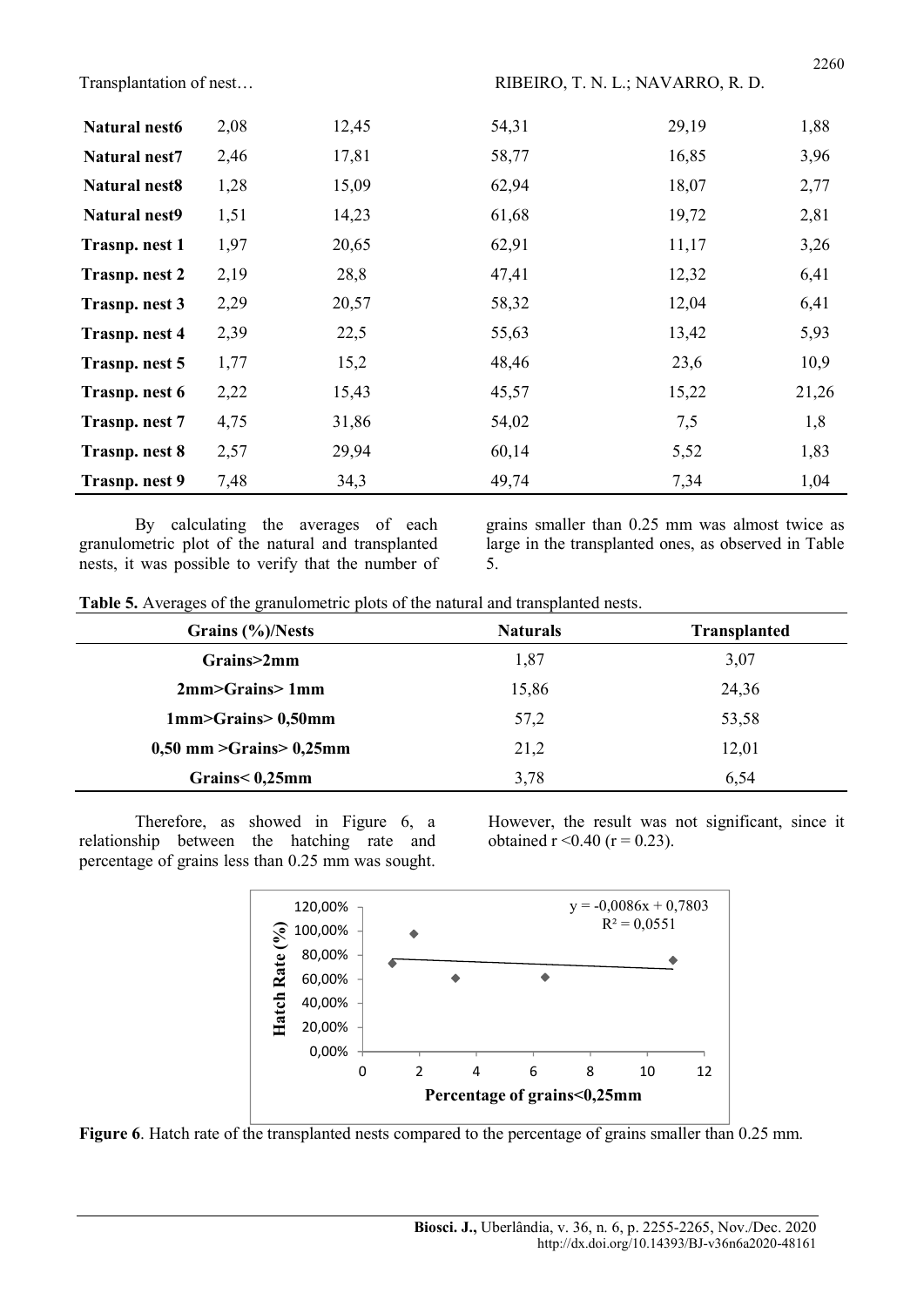| | | | | | |
|---|---|---|---|---|---|
| **Natural nest6** | 2,08 | 12,45 | 54,31 | 29,19 | 1,88 |
| **Natural nest7** | 2,46 | 17,81 | 58,77 | 16,85 | 3,96 |
| **Natural nest8** | 1,28 | 15,09 | 62,94 | 18,07 | 2,77 |
| **Natural nest9** | 1,51 | 14,23 | 61,68 | 19,72 | 2,81 |
| **Trasnp. nest 1** | 1,97 | 20,65 | 62,91 | 11,17 | 3,26 |
| **Trasnp. nest 2** | 2,19 | 28,8 | 47,41 | 12,32 | 6,41 |
| **Trasnp. nest 3** | 2,29 | 20,57 | 58,32 | 12,04 | 6,41 |
| **Trasnp. nest 4** | 2,39 | 22,5 | 55,63 | 13,42 | 5,93 |
| **Trasnp. nest 5** | 1,77 | 15,2 | 48,46 | 23,6 | 10,9 |
| **Trasnp. nest 6** | 2,22 | 15,43 | 45,57 | 15,22 | 21,26 |
| **Trasnp. nest 7** | 4,75 | 31,86 | 54,02 | 7,5 | 1,8 |
| **Trasnp. nest 8** | 2,57 | 29,94 | 60,14 | 5,52 | 1,83 |
| **Trasnp. nest 9** | 7,48 | 34,3 | 49,74 | 7,34 | 1,04 |

By calculating the averages of each granulometric plot of the natural and transplanted nests, it was possible to verify that the number of grains smaller than 0.25 mm was almost twice as large in the transplanted ones, as observed in Table 5.

**Table 5.** Averages of the granulometric plots of the natural and transplanted nests.

| Grains (%)/Nests | Naturals | Transplanted |
|---|---|---|
| **Grains>2mm** | 1,87 | 3,07 |
| **2mm>Grains> 1mm** | 15,86 | 24,36 |
| **1mm>Grains> 0,50mm** | 57,2 | 53,58 |
| **0,50 mm >Grains> 0,25mm** | 21,2 | 12,01 |
| **Grains< 0,25mm** | 3,78 | 6,54 |

Therefore, as showed in Figure 6, a relationship between the hatching rate and percentage of grains less than 0.25 mm was sought. However, the result was not significant, since it obtained $r < 0.40$ ($r = 0.23$).

**Figure 6**. Hatch rate of the transplanted nests compared to the percentage of grains smaller than 0.25 mm.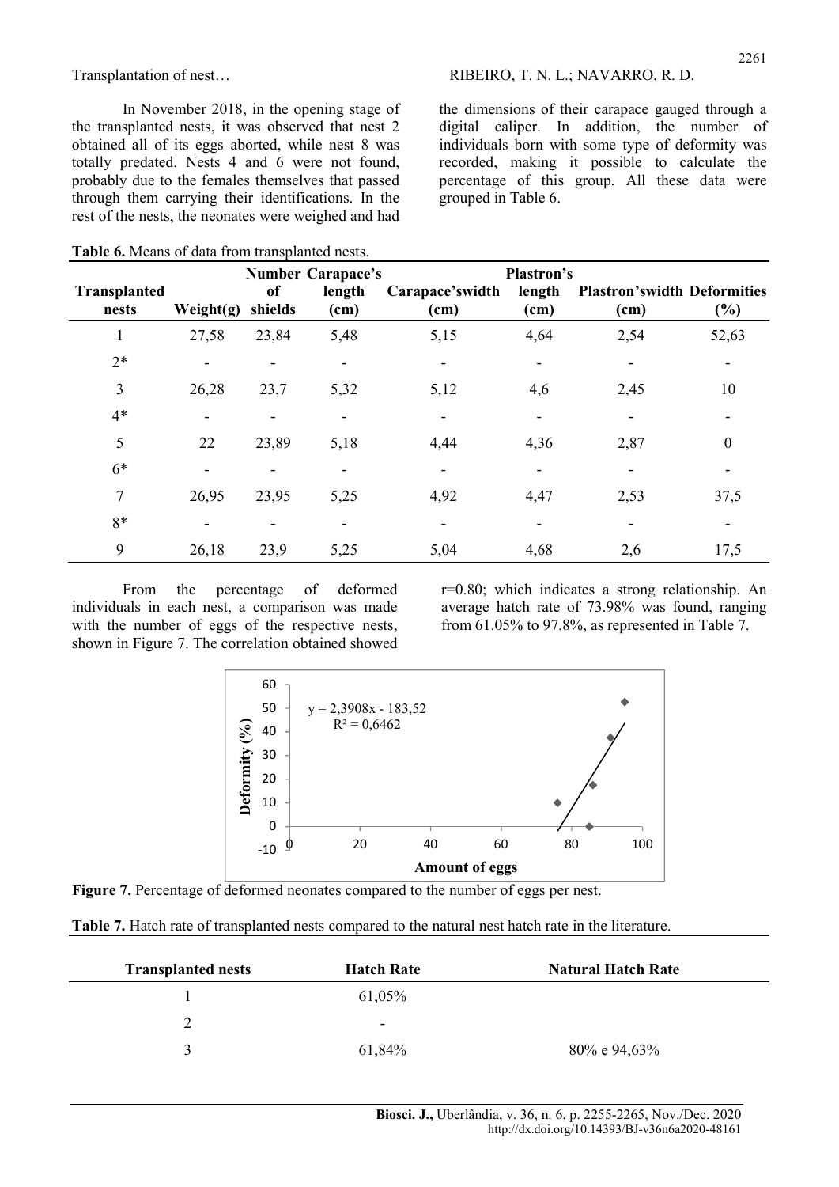In November 2018, in the opening stage of the transplanted nests, it was observed that nest 2 obtained all of its eggs aborted, while nest 8 was totally predated. Nests 4 and 6 were not found, probably due to the females themselves that passed through them carrying their identifications. In the rest of the nests, the neonates were weighed and had the dimensions of their carapace gauged through a digital caliper. In addition, the number of individuals born with some type of deformity was recorded, making it possible to calculate the percentage of this group. All these data were grouped in Table 6.

**Table 6.** Means of data from transplanted nests.

| Transplanted nests | Weight(g) | Number of shields | Carapace's length (cm) | Carapace'swidth (cm) | Plastron's length (cm) | Plastron'swidth (cm) | Deformities (%) |
|---|---|---|---|---|---|---|---|
| 1 | 27,58 | 23,84 | 5,48 | 5,15 | 4,64 | 2,54 | 52,63 |
| 2* | - | - | - | - | - | - | - |
| 3 | 26,28 | 23,7 | 5,32 | 5,12 | 4,6 | 2,45 | 10 |
| 4* | - | - | - | - | - | - | - |
| 5 | 22 | 23,89 | 5,18 | 4,44 | 4,36 | 2,87 | 0 |
| 6* | - | - | - | - | - | - | - |
| 7 | 26,95 | 23,95 | 5,25 | 4,92 | 4,47 | 2,53 | 37,5 |
| 8* | - | - | - | - | - | - | - |
| 9 | 26,18 | 23,9 | 5,25 | 5,04 | 4,68 | 2,6 | 17,5 |

From the percentage of deformed individuals in each nest, a comparison was made with the number of eggs of the respective nests, shown in Figure 7. The correlation obtained showed r=0.80; which indicates a strong relationship. An average hatch rate of 73.98% was found, ranging from 61.05% to 97.8%, as represented in Table 7.

$y = 2,3908x - 183,52$
$R^2 = 0,6462$

**Figure 7.** Percentage of deformed neonates compared to the number of eggs per nest.

**Table 7.** Hatch rate of transplanted nests compared to the natural nest hatch rate in the literature.

| Transplanted nests | Hatch Rate | Natural Hatch Rate |
|---|---|---|
| 1 | 61,05% | |
| 2 | - | |
| 3 | 61,84% | 80% e 94,63% |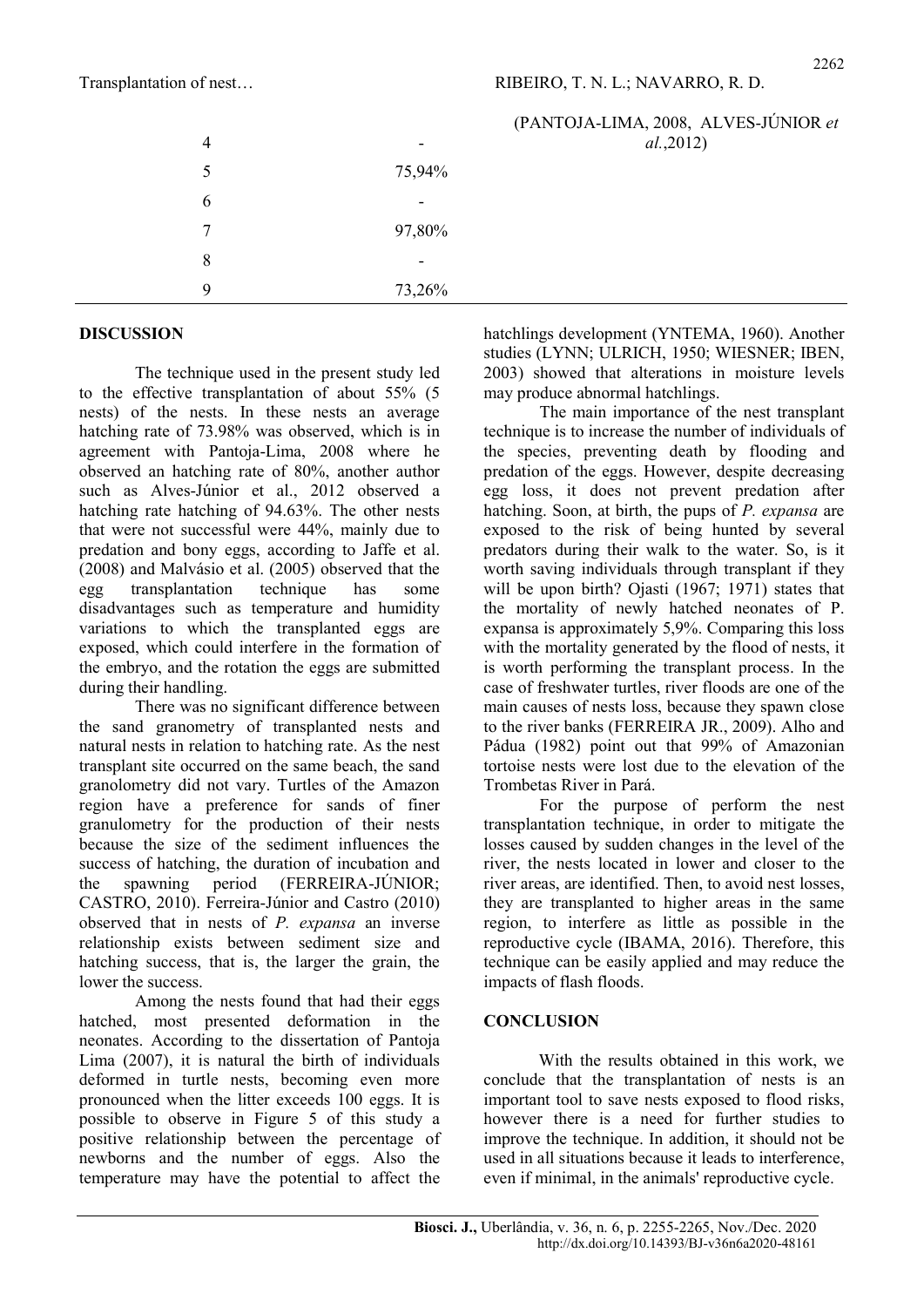| | | (PANTOJA-LIMA, 2008, ALVES-JÚNIOR *et al.*,2012) |
|---|---|---|
| 4 | - | |
| 5 | 75,94% | |
| 6 | - | |
| 7 | 97,80% | |
| 8 | - | |
| 9 | 73,26% | |

## DISCUSSION

The technique used in the present study led to the effective transplantation of about 55% (5 nests) of the nests. In these nests an average hatching rate of 73.98% was observed, which is in agreement with Pantoja-Lima, 2008 where he observed an hatching rate of 80%, another author such as Alves-Júnior et al., 2012 observed a hatching rate hatching of 94.63%. The other nests that were not successful were 44%, mainly due to predation and bony eggs, according to Jaffe et al. (2008) and Malvásio et al. (2005) observed that the egg transplantation technique has some disadvantages such as temperature and humidity variations to which the transplanted eggs are exposed, which could interfere in the formation of the embryo, and the rotation the eggs are submitted during their handling.

There was no significant difference between the sand granometry of transplanted nests and natural nests in relation to hatching rate. As the nest transplant site occurred on the same beach, the sand granolometry did not vary. Turtles of the Amazon region have a preference for sands of finer granulometry for the production of their nests because the size of the sediment influences the success of hatching, the duration of incubation and the spawning period (FERREIRA-JÚNIOR; CASTRO, 2010). Ferreira-Júnior and Castro (2010) observed that in nests of *P. expansa* an inverse relationship exists between sediment size and hatching success, that is, the larger the grain, the lower the success.

Among the nests found that had their eggs hatched, most presented deformation in the neonates. According to the dissertation of Pantoja Lima (2007), it is natural the birth of individuals deformed in turtle nests, becoming even more pronounced when the litter exceeds 100 eggs. It is possible to observe in Figure 5 of this study a positive relationship between the percentage of newborns and the number of eggs. Also the temperature may have the potential to affect the hatchlings development (YNTEMA, 1960). Another studies (LYNN; ULRICH, 1950; WIESNER; IBEN, 2003) showed that alterations in moisture levels may produce abnormal hatchlings.

The main importance of the nest transplant technique is to increase the number of individuals of the species, preventing death by flooding and predation of the eggs. However, despite decreasing egg loss, it does not prevent predation after hatching. Soon, at birth, the pups of *P. expansa* are exposed to the risk of being hunted by several predators during their walk to the water. So, is it worth saving individuals through transplant if they will be upon birth? Ojasti (1967; 1971) states that the mortality of newly hatched neonates of P. expansa is approximately 5,9%. Comparing this loss with the mortality generated by the flood of nests, it is worth performing the transplant process. In the case of freshwater turtles, river floods are one of the main causes of nests loss, because they spawn close to the river banks (FERREIRA JR., 2009). Alho and Pádua (1982) point out that 99% of Amazonian tortoise nests were lost due to the elevation of the Trombetas River in Pará.

For the purpose of perform the nest transplantation technique, in order to mitigate the losses caused by sudden changes in the level of the river, the nests located in lower and closer to the river areas, are identified. Then, to avoid nest losses, they are transplanted to higher areas in the same region, to interfere as little as possible in the reproductive cycle (IBAMA, 2016). Therefore, this technique can be easily applied and may reduce the impacts of flash floods.

## CONCLUSION

With the results obtained in this work, we conclude that the transplantation of nests is an important tool to save nests exposed to flood risks, however there is a need for further studies to improve the technique. In addition, it should not be used in all situations because it leads to interference, even if minimal, in the animals' reproductive cycle.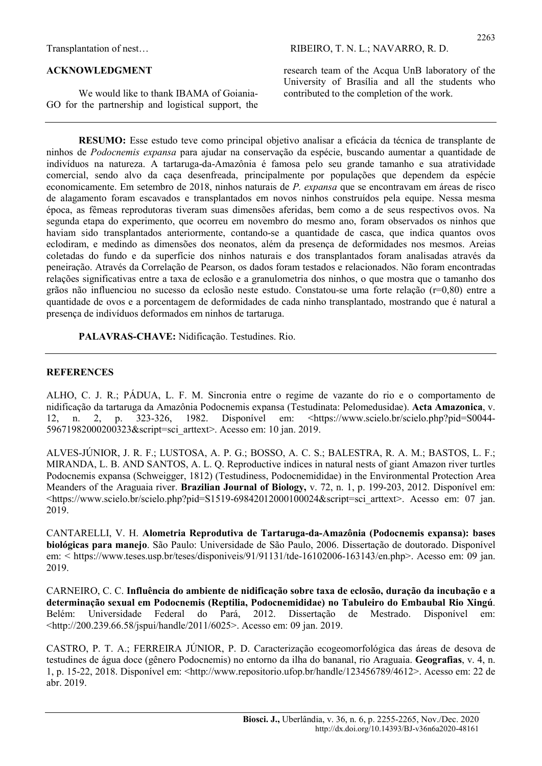## ACKNOWLEDGMENT

We would like to thank IBAMA of Goiania-GO for the partnership and logistical support, the research team of the Acqua UnB laboratory of the University of Brasília and all the students who contributed to the completion of the work.

---

**RESUMO:** Esse estudo teve como principal objetivo analisar a eficácia da técnica de transplante de ninhos de *Podocnemis expansa* para ajudar na conservação da espécie, buscando aumentar a quantidade de indivíduos na natureza. A tartaruga-da-Amazônia é famosa pelo seu grande tamanho e sua atratividade comercial, sendo alvo da caça desenfreada, principalmente por populações que dependem da espécie economicamente. Em setembro de 2018, ninhos naturais de *P. expansa* que se encontravam em áreas de risco de alagamento foram escavados e transplantados em novos ninhos construídos pela equipe. Nessa mesma época, as fêmeas reprodutoras tiveram suas dimensões aferidas, bem como a de seus respectivos ovos. Na segunda etapa do experimento, que ocorreu em novembro do mesmo ano, foram observados os ninhos que haviam sido transplantados anteriormente, contando-se a quantidade de casca, que indica quantos ovos eclodiram, e medindo as dimensões dos neonatos, além da presença de deformidades nos mesmos. Areias coletadas do fundo e da superfície dos ninhos naturais e dos transplantados foram analisadas através da peneiração. Através da Correlação de Pearson, os dados foram testados e relacionados. Não foram encontradas relações significativas entre a taxa de eclosão e a granulometria dos ninhos, o que mostra que o tamanho dos grãos não influenciou no sucesso da eclosão neste estudo. Constatou-se uma forte relação ($r=0,80$) entre a quantidade de ovos e a porcentagem de deformidades de cada ninho transplantado, mostrando que é natural a presença de indivíduos deformados em ninhos de tartaruga.

**PALAVRAS-CHAVE:** Nidificação. Testudines. Rio.

---

## REFERENCES

ALHO, C. J. R.; PÁDUA, L. F. M. Sincronia entre o regime de vazante do rio e o comportamento de nidificação da tartaruga da Amazônia Podocnemis expansa (Testudinata: Pelomedusidae). **Acta Amazonica**, v. 12, n. 2, p. 323-326, 1982. Disponível em: <https://www.scielo.br/scielo.php?pid=S0044-59671982000200323&script=sci_arttext>. Acesso em: 10 jan. 2019.

ALVES-JÚNIOR, J. R. F.; LUSTOSA, A. P. G.; BOSSO, A. C. S.; BALESTRA, R. A. M.; BASTOS, L. F.; MIRANDA, L. B. AND SANTOS, A. L. Q. Reproductive indices in natural nests of giant Amazon river turtles Podocnemis expansa (Schweigger, 1812) (Testudiness, Podocnemididae) in the Environmental Protection Area Meanders of the Araguaia river. **Brazilian Journal of Biology,** v. 72, n. 1, p. 199-203, 2012. Disponível em: <https://www.scielo.br/scielo.php?pid=S1519-69842012000100024&script=sci_arttext>. Acesso em: 07 jan. 2019.

CANTARELLI, V. H. **Alometria Reprodutiva de Tartaruga-da-Amazônia (Podocnemis expansa): bases biológicas para manejo**. São Paulo: Universidade de São Paulo, 2006. Dissertação de doutorado. Disponível em: < https://www.teses.usp.br/teses/disponiveis/91/91131/tde-16102006-163143/en.php>. Acesso em: 09 jan. 2019.

CARNEIRO, C. C. **Influência do ambiente de nidificação sobre taxa de eclosão, duração da incubação e a determinação sexual em Podocnemis (Reptilia, Podocnemididae) no Tabuleiro do Embaubal Rio Xingú**. Belém: Universidade Federal do Pará, 2012. Dissertação de Mestrado. Disponível em: <http://200.239.66.58/jspui/handle/2011/6025>. Acesso em: 09 jan. 2019.

CASTRO, P. T. A.; FERREIRA JÚNIOR, P. D. Caracterização ecogeomorfológica das áreas de desova de testudines de água doce (gênero Podocnemis) no entorno da ilha do bananal, rio Araguaia. **Geografias**, v. 4, n. 1, p. 15-22, 2018. Disponível em: <http://www.repositorio.ufop.br/handle/123456789/4612>. Acesso em: 22 de abr. 2019.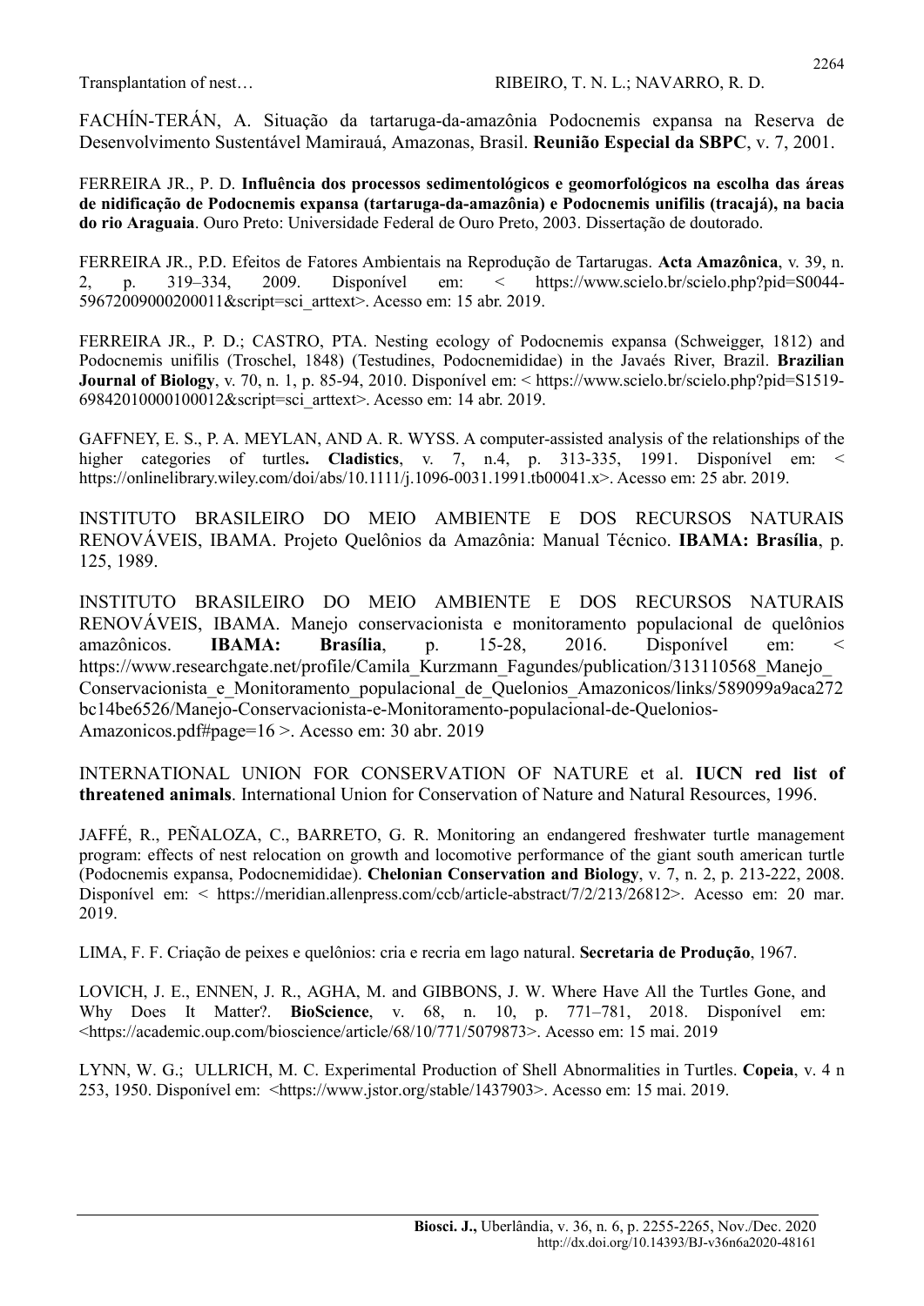FACHÍN-TERÁN, A. Situação da tartaruga-da-amazônia Podocnemis expansa na Reserva de Desenvolvimento Sustentável Mamirauá, Amazonas, Brasil. **Reunião Especial da SBPC**, v. 7, 2001.

FERREIRA JR., P. D. **Influência dos processos sedimentológicos e geomorfológicos na escolha das áreas de nidificação de Podocnemis expansa (tartaruga-da-amazônia) e Podocnemis unifilis (tracajá), na bacia do rio Araguaia**. Ouro Preto: Universidade Federal de Ouro Preto, 2003. Dissertação de doutorado.

FERREIRA JR., P.D. Efeitos de Fatores Ambientais na Reprodução de Tartarugas. **Acta Amazônica**, v. 39, n. 2, p. 319–334, 2009. Disponível em: < https://www.scielo.br/scielo.php?pid=S0044-59672009000200011&script=sci_arttext>. Acesso em: 15 abr. 2019.

FERREIRA JR., P. D.; CASTRO, PTA. Nesting ecology of Podocnemis expansa (Schweigger, 1812) and Podocnemis unifilis (Troschel, 1848) (Testudines, Podocnemididae) in the Javaés River, Brazil. **Brazilian Journal of Biology**, v. 70, n. 1, p. 85-94, 2010. Disponível em: < https://www.scielo.br/scielo.php?pid=S1519-69842010000100012&script=sci_arttext>. Acesso em: 14 abr. 2019.

GAFFNEY, E. S., P. A. MEYLAN, AND A. R. WYSS. A computer-assisted analysis of the relationships of the higher categories of turtles**. Cladistics**, v. 7, n.4, p. 313-335, 1991. Disponível em: < https://onlinelibrary.wiley.com/doi/abs/10.1111/j.1096-0031.1991.tb00041.x>. Acesso em: 25 abr. 2019.

INSTITUTO BRASILEIRO DO MEIO AMBIENTE E DOS RECURSOS NATURAIS RENOVÁVEIS, IBAMA. Projeto Quelônios da Amazônia: Manual Técnico. **IBAMA: Brasília**, p. 125, 1989.

INSTITUTO BRASILEIRO DO MEIO AMBIENTE E DOS RECURSOS NATURAIS RENOVÁVEIS, IBAMA. Manejo conservacionista e monitoramento populacional de quelônios amazônicos. **IBAMA: Brasília**, p. 15-28, 2016. Disponível em: < https://www.researchgate.net/profile/Camila_Kurzmann_Fagundes/publication/313110568_Manejo_Conservacionista_e_Monitoramento_populacional_de_Quelonios_Amazonicos/links/589099a9aca272bc14be6526/Manejo-Conservacionista-e-Monitoramento-populacional-de-Quelonios-Amazonicos.pdf#page=16 >. Acesso em: 30 abr. 2019

INTERNATIONAL UNION FOR CONSERVATION OF NATURE et al. **IUCN red list of threatened animals**. International Union for Conservation of Nature and Natural Resources, 1996.

JAFFÉ, R., PEÑALOZA, C., BARRETO, G. R. Monitoring an endangered freshwater turtle management program: effects of nest relocation on growth and locomotive performance of the giant south american turtle (Podocnemis expansa, Podocnemididae). **Chelonian Conservation and Biology**, v. 7, n. 2, p. 213-222, 2008. Disponível em: < https://meridian.allenpress.com/ccb/article-abstract/7/2/213/26812>. Acesso em: 20 mar. 2019.

LIMA, F. F. Criação de peixes e quelônios: cria e recria em lago natural. **Secretaria de Produção**, 1967.

LOVICH, J. E., ENNEN, J. R., AGHA, M. and GIBBONS, J. W. Where Have All the Turtles Gone, and Why Does It Matter?. **BioScience**, v. 68, n. 10, p. 771–781, 2018. Disponível em: <https://academic.oup.com/bioscience/article/68/10/771/5079873>. Acesso em: 15 mai. 2019

LYNN, W. G.; ULLRICH, M. C. Experimental Production of Shell Abnormalities in Turtles. **Copeia**, v. 4 n 253, 1950. Disponível em: <https://www.jstor.org/stable/1437903>. Acesso em: 15 mai. 2019.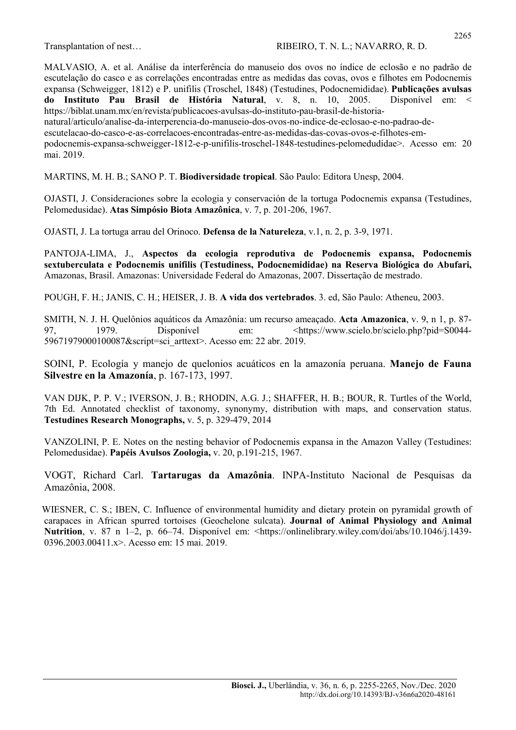MALVASIO, A. et al. Análise da interferência do manuseio dos ovos no índice de eclosão e no padrão de escutelação do casco e as correlações encontradas entre as medidas das covas, ovos e filhotes em Podocnemis expansa (Schweigger, 1812) e P. unifilis (Troschel, 1848) (Testudines, Podocnemididae). **Publicações avulsas do Instituto Pau Brasil de História Natural**, v. 8, n. 10, 2005. Disponível em: < https://biblat.unam.mx/en/revista/publicacoes-avulsas-do-instituto-pau-brasil-de-historia-natural/articulo/analise-da-interperencia-do-manuseio-dos-ovos-no-indice-de-eclosao-e-no-padrao-de-escutelacao-do-casco-e-as-correlacoes-encontradas-entre-as-medidas-das-covas-ovos-e-filhotes-em-podocnemis-expansa-schweigger-1812-e-p-unifilis-troschel-1848-testudines-pelomedudidae>. Acesso em: 20 mai. 2019.

MARTINS, M. H. B.; SANO P. T. **Biodiversidade tropical**. São Paulo: Editora Unesp, 2004.

OJASTI, J. Consideraciones sobre la ecologia y conservación de la tortuga Podocnemis expansa (Testudines, Pelomedusidae). **Atas Simpósio Biota Amazônica**, v. 7, p. 201-206, 1967.

OJASTI, J. La tortuga arrau del Orinoco. **Defensa de la Natureleza**, v.1, n. 2, p. 3-9, 1971.

PANTOJA-LIMA, J., **Aspectos da ecologia reprodutiva de Podocnemis expansa, Podocnemis sextuberculata e Podocnemis unifilis (Testudiness, Podocnemididae) na Reserva Biológica do Abufari,** Amazonas, Brasil. Amazonas: Universidade Federal do Amazonas, 2007. Dissertação de mestrado.

POUGH, F. H.; JANIS, C. H.; HEISER, J. B. **A vida dos vertebrados**. 3. ed, São Paulo: Atheneu, 2003.

SMITH, N. J. H. Quelônios aquáticos da Amazônia: um recurso ameaçado. **Acta Amazonica**, v. 9, n 1, p. 87-97, 1979. Disponível em: <https://www.scielo.br/scielo.php?pid=S0044-59671979000100087&script=sci_arttext>. Acesso em: 22 abr. 2019.

SOINI, P. Ecología y manejo de quelonios acuáticos en la amazonía peruana. **Manejo de Fauna Silvestre en la Amazonía**, p. 167-173, 1997.

VAN DIJK, P. P. V.; IVERSON, J. B.; RHODIN, A.G. J.; SHAFFER, H. B.; BOUR, R. Turtles of the World, 7th Ed. Annotated checklist of taxonomy, synonymy, distribution with maps, and conservation status. **Testudines Research Monographs,** v. 5, p. 329-479, 2014

VANZOLINI, P. E. Notes on the nesting behavior of Podocnemis expansa in the Amazon Valley (Testudines: Pelomedusidae). **Papéis Avulsos Zoologia,** v. 20, p.191-215, 1967.

VOGT, Richard Carl. **Tartarugas da Amazônia**. INPA-Instituto Nacional de Pesquisas da Amazônia, 2008.

WIESNER, C. S.; IBEN, C. Influence of environmental humidity and dietary protein on pyramidal growth of carapaces in African spurred tortoises (Geochelone sulcata). **Journal of Animal Physiology and Animal Nutrition**, v. 87 n 1–2, p. 66–74. Disponível em: <https://onlinelibrary.wiley.com/doi/abs/10.1046/j.1439-0396.2003.00411.x>. Acesso em: 15 mai. 2019.